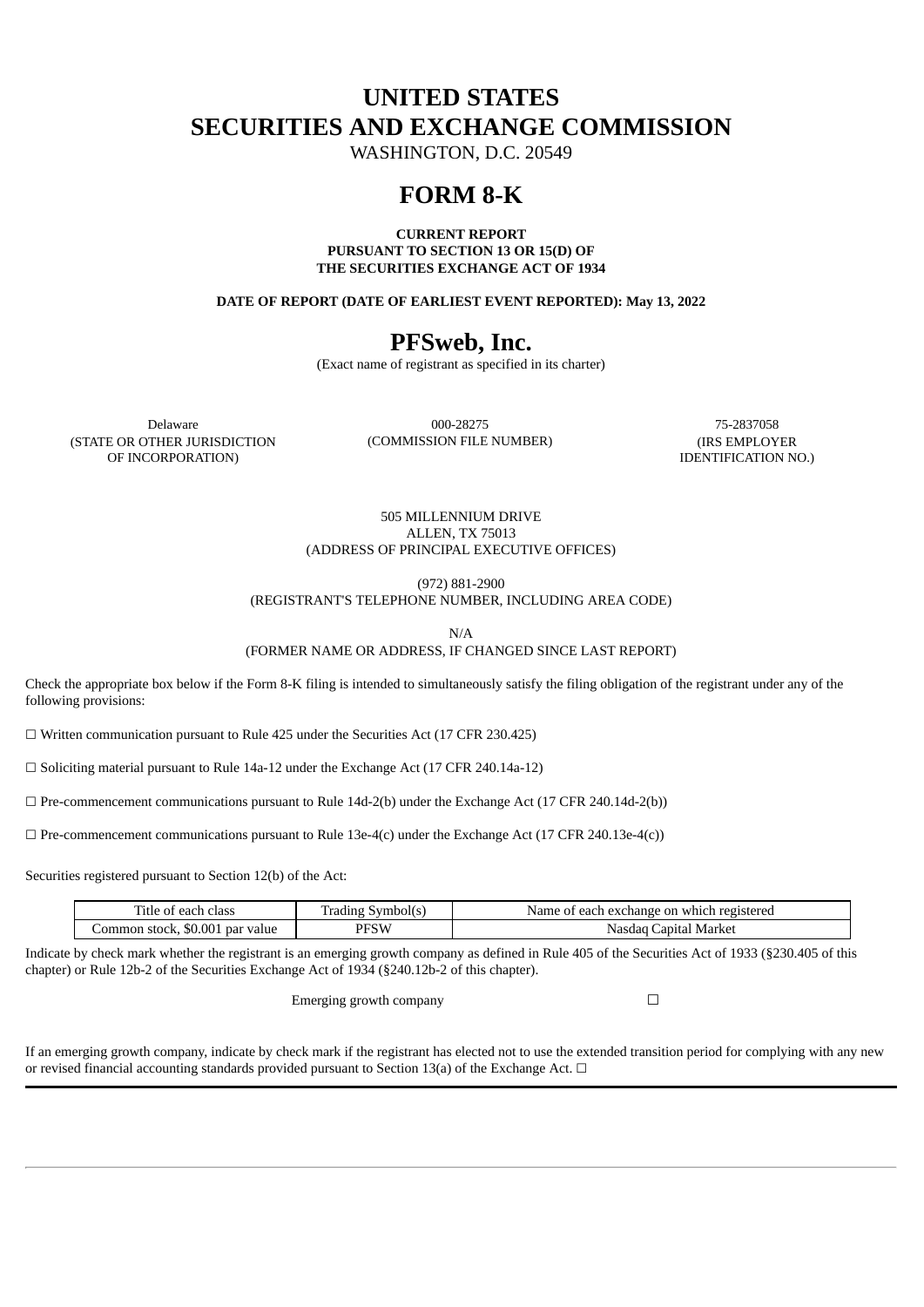# UNITED STATES
# SECURITIES AND EXCHANGE COMMISSION

WASHINGTON, D.C. 20549

# FORM 8-K

**CURRENT REPORT**
**PURSUANT TO SECTION 13 OR 15(D) OF**
**THE SECURITIES EXCHANGE ACT OF 1934**

**DATE OF REPORT (DATE OF EARLIEST EVENT REPORTED): May 13, 2022**

# PFSweb, Inc.

(Exact name of registrant as specified in its charter)

| Delaware | 000-28275 | 75-2837058 |
|---|---|---|
| (STATE OR OTHER JURISDICTION OF INCORPORATION) | (COMMISSION FILE NUMBER) | (IRS EMPLOYER IDENTIFICATION NO.) |

505 MILLENNIUM DRIVE
ALLEN, TX 75013
(ADDRESS OF PRINCIPAL EXECUTIVE OFFICES)

(972) 881-2900
(REGISTRANT'S TELEPHONE NUMBER, INCLUDING AREA CODE)

N/A
(FORMER NAME OR ADDRESS, IF CHANGED SINCE LAST REPORT)

Check the appropriate box below if the Form 8-K filing is intended to simultaneously satisfy the filing obligation of the registrant under any of the following provisions:

☐ Written communication pursuant to Rule 425 under the Securities Act (17 CFR 230.425)

☐ Soliciting material pursuant to Rule 14a-12 under the Exchange Act (17 CFR 240.14a-12)

☐ Pre-commencement communications pursuant to Rule 14d-2(b) under the Exchange Act (17 CFR 240.14d-2(b))

☐ Pre-commencement communications pursuant to Rule 13e-4(c) under the Exchange Act (17 CFR 240.13e-4(c))

Securities registered pursuant to Section 12(b) of the Act:

| Title of each class | Trading Symbol(s) | Name of each exchange on which registered |
|---|---|---|
| Common stock, $0.001 par value | PFSW | Nasdaq Capital Market |

Indicate by check mark whether the registrant is an emerging growth company as defined in Rule 405 of the Securities Act of 1933 (§230.405 of this chapter) or Rule 12b-2 of the Securities Exchange Act of 1934 (§240.12b-2 of this chapter).

Emerging growth company ☐

If an emerging growth company, indicate by check mark if the registrant has elected not to use the extended transition period for complying with any new or revised financial accounting standards provided pursuant to Section 13(a) of the Exchange Act. ☐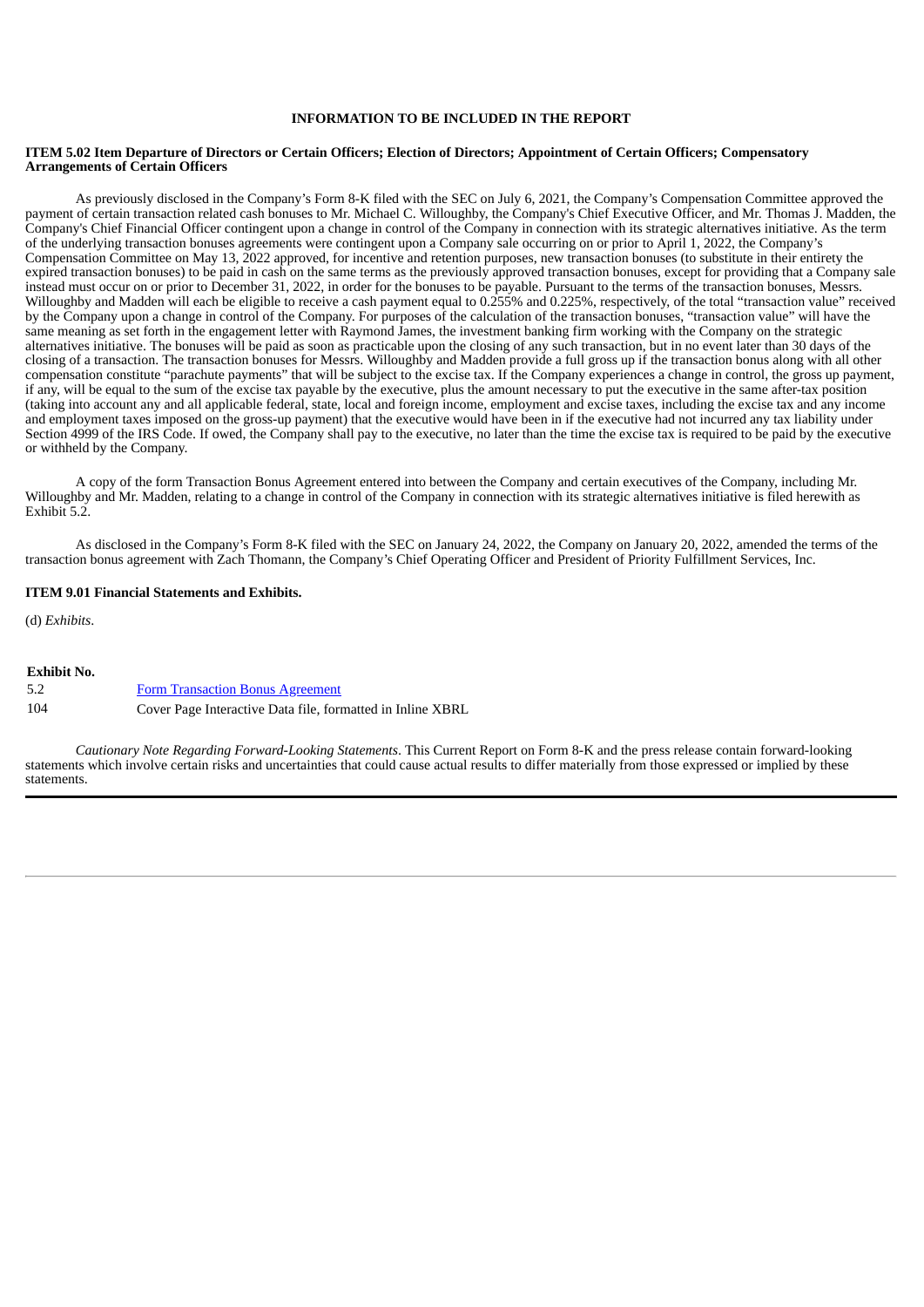**INFORMATION TO BE INCLUDED IN THE REPORT**

**ITEM 5.02 Item Departure of Directors or Certain Officers; Election of Directors; Appointment of Certain Officers; Compensatory Arrangements of Certain Officers**

As previously disclosed in the Company's Form 8-K filed with the SEC on July 6, 2021, the Company's Compensation Committee approved the payment of certain transaction related cash bonuses to Mr. Michael C. Willoughby, the Company's Chief Executive Officer, and Mr. Thomas J. Madden, the Company's Chief Financial Officer contingent upon a change in control of the Company in connection with its strategic alternatives initiative. As the term of the underlying transaction bonuses agreements were contingent upon a Company sale occurring on or prior to April 1, 2022, the Company's Compensation Committee on May 13, 2022 approved, for incentive and retention purposes, new transaction bonuses (to substitute in their entirety the expired transaction bonuses) to be paid in cash on the same terms as the previously approved transaction bonuses, except for providing that a Company sale instead must occur on or prior to December 31, 2022, in order for the bonuses to be payable. Pursuant to the terms of the transaction bonuses, Messrs. Willoughby and Madden will each be eligible to receive a cash payment equal to 0.255% and 0.225%, respectively, of the total "transaction value" received by the Company upon a change in control of the Company. For purposes of the calculation of the transaction bonuses, "transaction value" will have the same meaning as set forth in the engagement letter with Raymond James, the investment banking firm working with the Company on the strategic alternatives initiative. The bonuses will be paid as soon as practicable upon the closing of any such transaction, but in no event later than 30 days of the closing of a transaction. The transaction bonuses for Messrs. Willoughby and Madden provide a full gross up if the transaction bonus along with all other compensation constitute "parachute payments" that will be subject to the excise tax. If the Company experiences a change in control, the gross up payment, if any, will be equal to the sum of the excise tax payable by the executive, plus the amount necessary to put the executive in the same after-tax position (taking into account any and all applicable federal, state, local and foreign income, employment and excise taxes, including the excise tax and any income and employment taxes imposed on the gross-up payment) that the executive would have been in if the executive had not incurred any tax liability under Section 4999 of the IRS Code. If owed, the Company shall pay to the executive, no later than the time the excise tax is required to be paid by the executive or withheld by the Company.

A copy of the form Transaction Bonus Agreement entered into between the Company and certain executives of the Company, including Mr. Willoughby and Mr. Madden, relating to a change in control of the Company in connection with its strategic alternatives initiative is filed herewith as Exhibit 5.2.

As disclosed in the Company's Form 8-K filed with the SEC on January 24, 2022, the Company on January 20, 2022, amended the terms of the transaction bonus agreement with Zach Thomann, the Company's Chief Operating Officer and President of Priority Fulfillment Services, Inc.

**ITEM 9.01 Financial Statements and Exhibits.**

(d) *Exhibits*.

| Exhibit No. | |
|---|---|
| 5.2 | Form Transaction Bonus Agreement |
| 104 | Cover Page Interactive Data file, formatted in Inline XBRL |

*Cautionary Note Regarding Forward-Looking Statements*. This Current Report on Form 8-K and the press release contain forward-looking statements which involve certain risks and uncertainties that could cause actual results to differ materially from those expressed or implied by these statements.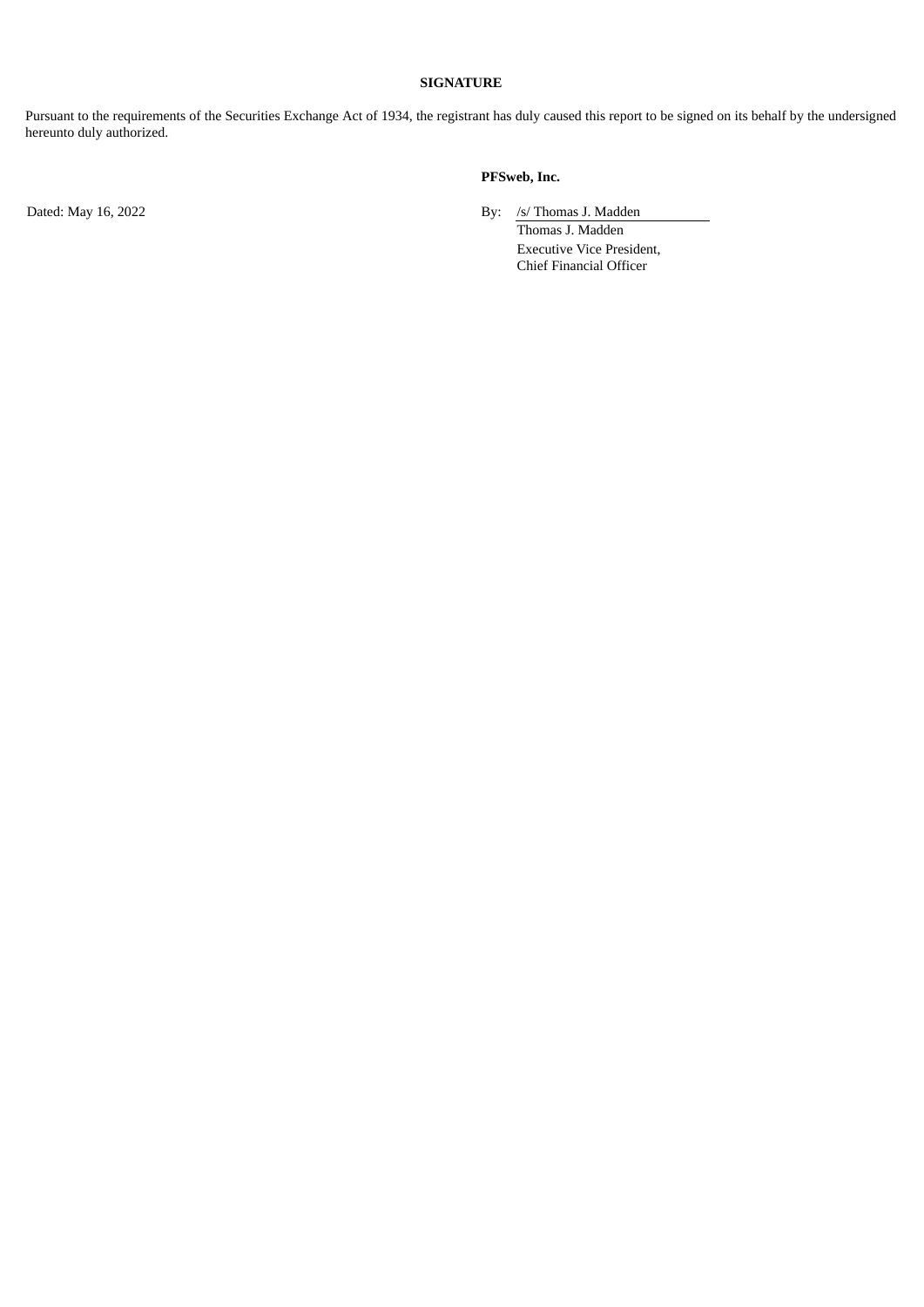**SIGNATURE**

Pursuant to the requirements of the Securities Exchange Act of 1934, the registrant has duly caused this report to be signed on its behalf by the undersigned hereunto duly authorized.

**PFSweb, Inc.**

Dated: May 16, 2022

By: /s/ Thomas J. Madden
Thomas J. Madden
Executive Vice President,
Chief Financial Officer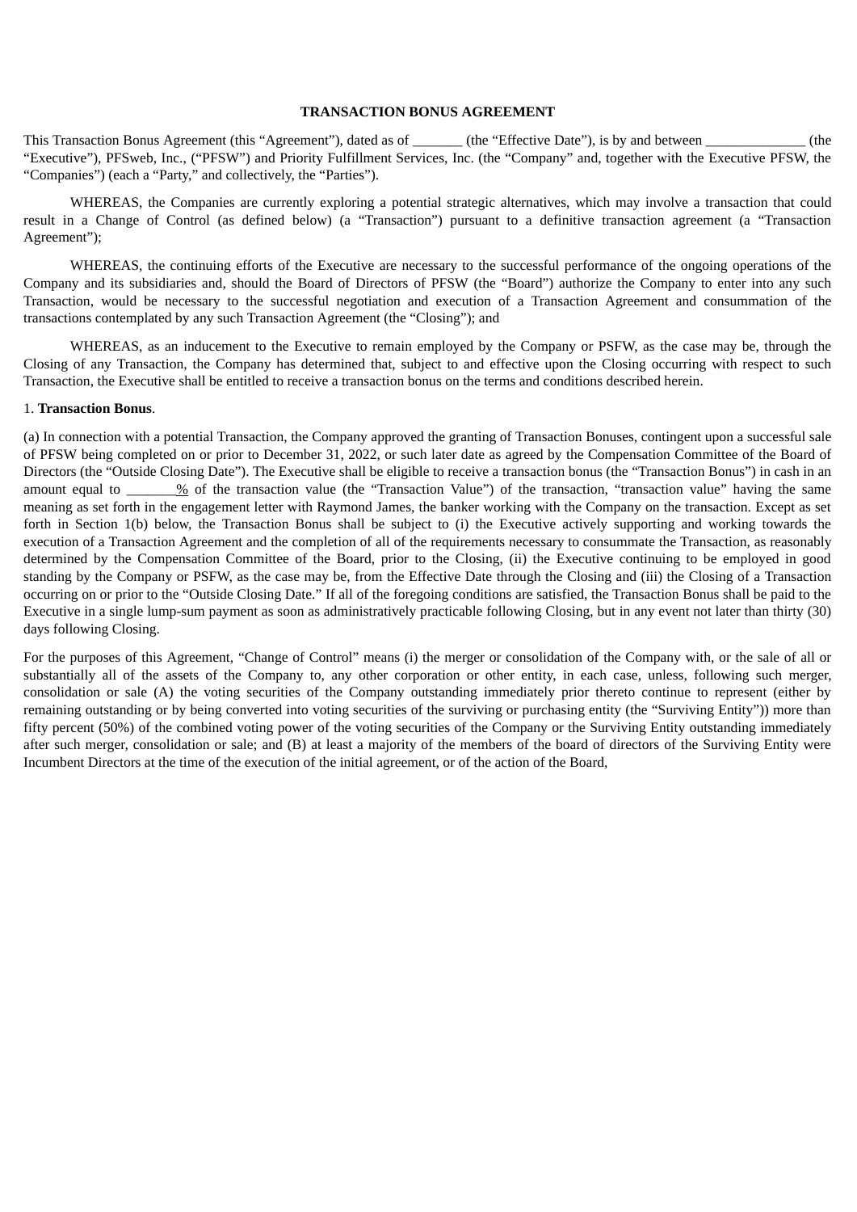**TRANSACTION BONUS AGREEMENT**

This Transaction Bonus Agreement (this "Agreement"), dated as of _______ (the "Effective Date"), is by and between ______________ (the "Executive"), PFSweb, Inc., ("PFSW") and Priority Fulfillment Services, Inc. (the "Company" and, together with the Executive PFSW, the "Companies") (each a "Party," and collectively, the "Parties").

WHEREAS, the Companies are currently exploring a potential strategic alternatives, which may involve a transaction that could result in a Change of Control (as defined below) (a "Transaction") pursuant to a definitive transaction agreement (a "Transaction Agreement");

WHEREAS, the continuing efforts of the Executive are necessary to the successful performance of the ongoing operations of the Company and its subsidiaries and, should the Board of Directors of PFSW (the "Board") authorize the Company to enter into any such Transaction, would be necessary to the successful negotiation and execution of a Transaction Agreement and consummation of the transactions contemplated by any such Transaction Agreement (the "Closing"); and

WHEREAS, as an inducement to the Executive to remain employed by the Company or PSFW, as the case may be, through the Closing of any Transaction, the Company has determined that, subject to and effective upon the Closing occurring with respect to such Transaction, the Executive shall be entitled to receive a transaction bonus on the terms and conditions described herein.

1. **Transaction Bonus**.

(a) In connection with a potential Transaction, the Company approved the granting of Transaction Bonuses, contingent upon a successful sale of PFSW being completed on or prior to December 31, 2022, or such later date as agreed by the Compensation Committee of the Board of Directors (the "Outside Closing Date"). The Executive shall be eligible to receive a transaction bonus (the "Transaction Bonus") in cash in an amount equal to _______% of the transaction value (the "Transaction Value") of the transaction, "transaction value" having the same meaning as set forth in the engagement letter with Raymond James, the banker working with the Company on the transaction. Except as set forth in Section 1(b) below, the Transaction Bonus shall be subject to (i) the Executive actively supporting and working towards the execution of a Transaction Agreement and the completion of all of the requirements necessary to consummate the Transaction, as reasonably determined by the Compensation Committee of the Board, prior to the Closing, (ii) the Executive continuing to be employed in good standing by the Company or PSFW, as the case may be, from the Effective Date through the Closing and (iii) the Closing of a Transaction occurring on or prior to the "Outside Closing Date." If all of the foregoing conditions are satisfied, the Transaction Bonus shall be paid to the Executive in a single lump-sum payment as soon as administratively practicable following Closing, but in any event not later than thirty (30) days following Closing.

For the purposes of this Agreement, "Change of Control" means (i) the merger or consolidation of the Company with, or the sale of all or substantially all of the assets of the Company to, any other corporation or other entity, in each case, unless, following such merger, consolidation or sale (A) the voting securities of the Company outstanding immediately prior thereto continue to represent (either by remaining outstanding or by being converted into voting securities of the surviving or purchasing entity (the "Surviving Entity")) more than fifty percent (50%) of the combined voting power of the voting securities of the Company or the Surviving Entity outstanding immediately after such merger, consolidation or sale; and (B) at least a majority of the members of the board of directors of the Surviving Entity were Incumbent Directors at the time of the execution of the initial agreement, or of the action of the Board,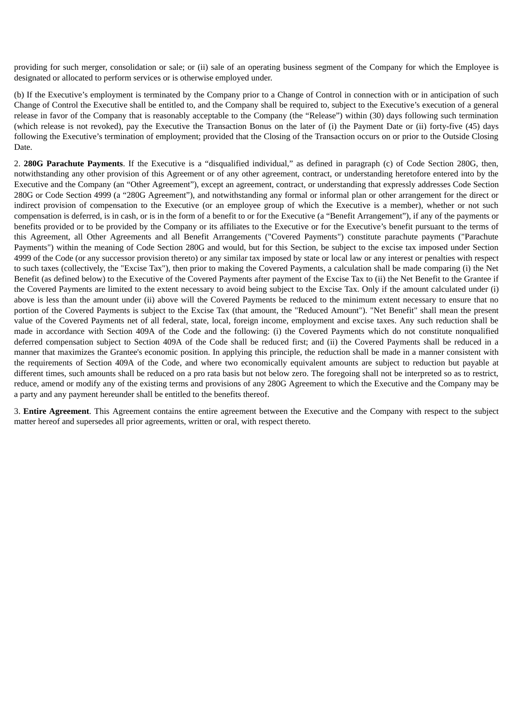providing for such merger, consolidation or sale; or (ii) sale of an operating business segment of the Company for which the Employee is designated or allocated to perform services or is otherwise employed under.

(b) If the Executive's employment is terminated by the Company prior to a Change of Control in connection with or in anticipation of such Change of Control the Executive shall be entitled to, and the Company shall be required to, subject to the Executive's execution of a general release in favor of the Company that is reasonably acceptable to the Company (the "Release") within (30) days following such termination (which release is not revoked), pay the Executive the Transaction Bonus on the later of (i) the Payment Date or (ii) forty-five (45) days following the Executive's termination of employment; provided that the Closing of the Transaction occurs on or prior to the Outside Closing Date.

2. **280G Parachute Payments**. If the Executive is a "disqualified individual," as defined in paragraph (c) of Code Section 280G, then, notwithstanding any other provision of this Agreement or of any other agreement, contract, or understanding heretofore entered into by the Executive and the Company (an "Other Agreement"), except an agreement, contract, or understanding that expressly addresses Code Section 280G or Code Section 4999 (a "280G Agreement"), and notwithstanding any formal or informal plan or other arrangement for the direct or indirect provision of compensation to the Executive (or an employee group of which the Executive is a member), whether or not such compensation is deferred, is in cash, or is in the form of a benefit to or for the Executive (a "Benefit Arrangement"), if any of the payments or benefits provided or to be provided by the Company or its affiliates to the Executive or for the Executive's benefit pursuant to the terms of this Agreement, all Other Agreements and all Benefit Arrangements ("Covered Payments") constitute parachute payments ("Parachute Payments") within the meaning of Code Section 280G and would, but for this Section, be subject to the excise tax imposed under Section 4999 of the Code (or any successor provision thereto) or any similar tax imposed by state or local law or any interest or penalties with respect to such taxes (collectively, the "Excise Tax"), then prior to making the Covered Payments, a calculation shall be made comparing (i) the Net Benefit (as defined below) to the Executive of the Covered Payments after payment of the Excise Tax to (ii) the Net Benefit to the Grantee if the Covered Payments are limited to the extent necessary to avoid being subject to the Excise Tax. Only if the amount calculated under (i) above is less than the amount under (ii) above will the Covered Payments be reduced to the minimum extent necessary to ensure that no portion of the Covered Payments is subject to the Excise Tax (that amount, the "Reduced Amount"). "Net Benefit" shall mean the present value of the Covered Payments net of all federal, state, local, foreign income, employment and excise taxes. Any such reduction shall be made in accordance with Section 409A of the Code and the following: (i) the Covered Payments which do not constitute nonqualified deferred compensation subject to Section 409A of the Code shall be reduced first; and (ii) the Covered Payments shall be reduced in a manner that maximizes the Grantee's economic position. In applying this principle, the reduction shall be made in a manner consistent with the requirements of Section 409A of the Code, and where two economically equivalent amounts are subject to reduction but payable at different times, such amounts shall be reduced on a pro rata basis but not below zero. The foregoing shall not be interpreted so as to restrict, reduce, amend or modify any of the existing terms and provisions of any 280G Agreement to which the Executive and the Company may be a party and any payment hereunder shall be entitled to the benefits thereof.

3. **Entire Agreement**. This Agreement contains the entire agreement between the Executive and the Company with respect to the subject matter hereof and supersedes all prior agreements, written or oral, with respect thereto.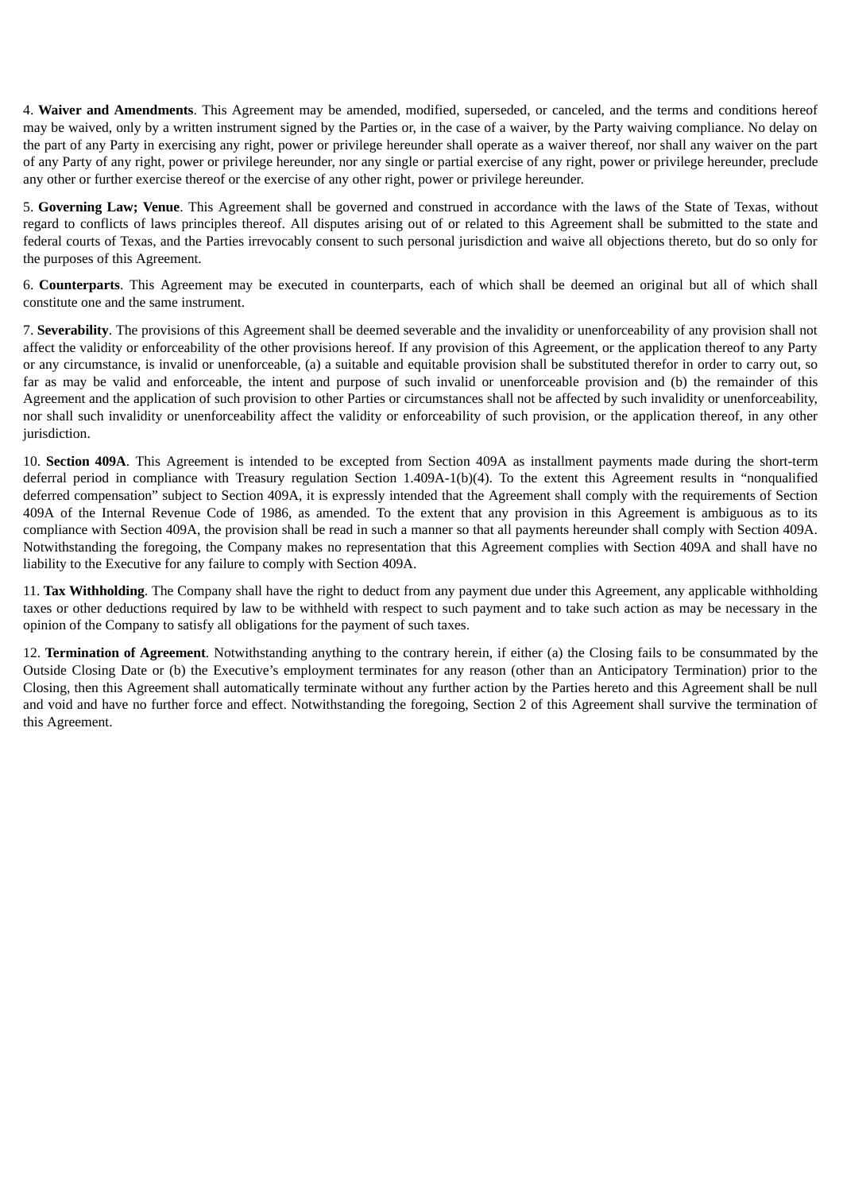4. **Waiver and Amendments**. This Agreement may be amended, modified, superseded, or canceled, and the terms and conditions hereof may be waived, only by a written instrument signed by the Parties or, in the case of a waiver, by the Party waiving compliance. No delay on the part of any Party in exercising any right, power or privilege hereunder shall operate as a waiver thereof, nor shall any waiver on the part of any Party of any right, power or privilege hereunder, nor any single or partial exercise of any right, power or privilege hereunder, preclude any other or further exercise thereof or the exercise of any other right, power or privilege hereunder.

5. **Governing Law; Venue**. This Agreement shall be governed and construed in accordance with the laws of the State of Texas, without regard to conflicts of laws principles thereof. All disputes arising out of or related to this Agreement shall be submitted to the state and federal courts of Texas, and the Parties irrevocably consent to such personal jurisdiction and waive all objections thereto, but do so only for the purposes of this Agreement.

6. **Counterparts**. This Agreement may be executed in counterparts, each of which shall be deemed an original but all of which shall constitute one and the same instrument.

7. **Severability**. The provisions of this Agreement shall be deemed severable and the invalidity or unenforceability of any provision shall not affect the validity or enforceability of the other provisions hereof. If any provision of this Agreement, or the application thereof to any Party or any circumstance, is invalid or unenforceable, (a) a suitable and equitable provision shall be substituted therefor in order to carry out, so far as may be valid and enforceable, the intent and purpose of such invalid or unenforceable provision and (b) the remainder of this Agreement and the application of such provision to other Parties or circumstances shall not be affected by such invalidity or unenforceability, nor shall such invalidity or unenforceability affect the validity or enforceability of such provision, or the application thereof, in any other jurisdiction.

10. **Section 409A**. This Agreement is intended to be excepted from Section 409A as installment payments made during the short-term deferral period in compliance with Treasury regulation Section 1.409A-1(b)(4). To the extent this Agreement results in "nonqualified deferred compensation" subject to Section 409A, it is expressly intended that the Agreement shall comply with the requirements of Section 409A of the Internal Revenue Code of 1986, as amended. To the extent that any provision in this Agreement is ambiguous as to its compliance with Section 409A, the provision shall be read in such a manner so that all payments hereunder shall comply with Section 409A. Notwithstanding the foregoing, the Company makes no representation that this Agreement complies with Section 409A and shall have no liability to the Executive for any failure to comply with Section 409A.

11. **Tax Withholding**. The Company shall have the right to deduct from any payment due under this Agreement, any applicable withholding taxes or other deductions required by law to be withheld with respect to such payment and to take such action as may be necessary in the opinion of the Company to satisfy all obligations for the payment of such taxes.

12. **Termination of Agreement**. Notwithstanding anything to the contrary herein, if either (a) the Closing fails to be consummated by the Outside Closing Date or (b) the Executive's employment terminates for any reason (other than an Anticipatory Termination) prior to the Closing, then this Agreement shall automatically terminate without any further action by the Parties hereto and this Agreement shall be null and void and have no further force and effect. Notwithstanding the foregoing, Section 2 of this Agreement shall survive the termination of this Agreement.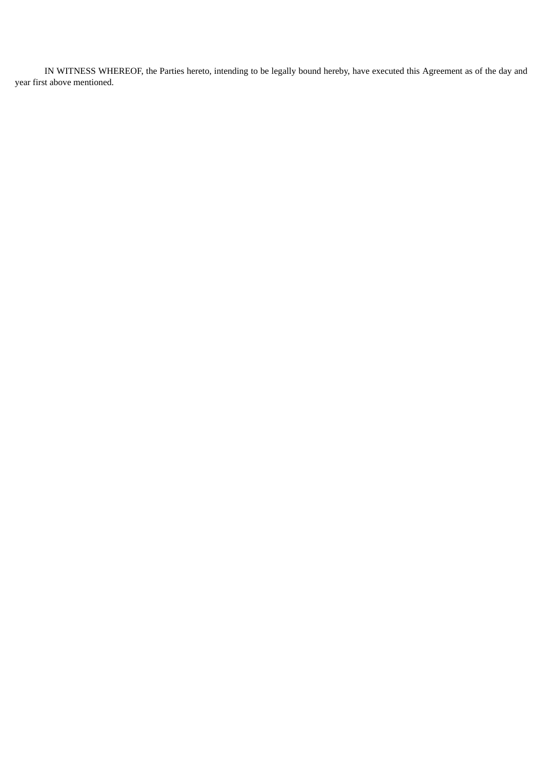IN WITNESS WHEREOF, the Parties hereto, intending to be legally bound hereby, have executed this Agreement as of the day and year first above mentioned.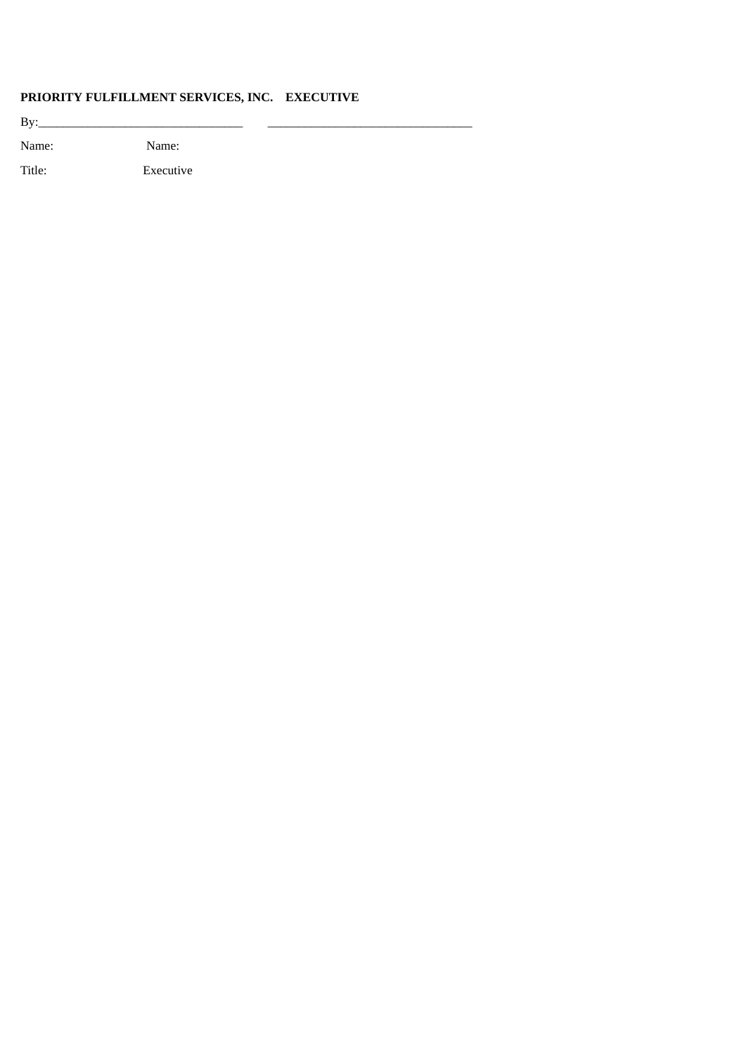| **PRIORITY FULFILLMENT SERVICES, INC.** | **EXECUTIVE** |
|---|---|
| By:________________________________ | ________________________________ |
| Name: | Name: |
| Title: | Executive |